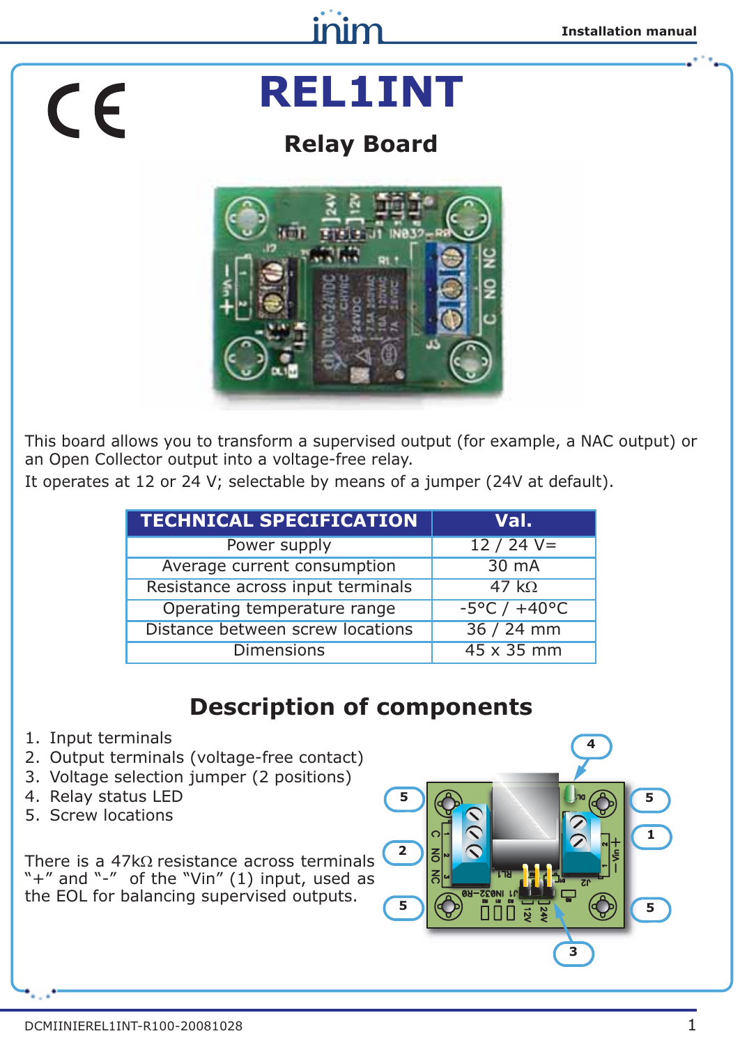# REL1INT

## Relay Board

This board allows you to transform a supervised output (for example, a NAC output) or an Open Collector output into a voltage-free relay.

It operates at 12 or 24 V; selectable by means of a jumper (24V at default).

| TECHNICAL SPECIFICATION | Val. |
| --- | --- |
| Power supply | 12 / 24 V= |
| Average current consumption | 30 mA |
| Resistance across input terminals | 47 kΩ |
| Operating temperature range | -5°C / +40°C |
| Distance between screw locations | 36 / 24 mm |
| Dimensions | 45 x 35 mm |

## Description of components

1. Input terminals
2. Output terminals (voltage-free contact)
3. Voltage selection jumper (2 positions)
4. Relay status LED
5. Screw locations

There is a 47kΩ resistance across terminals "+" and "-" of the "Vin" (1) input, used as the EOL for balancing supervised outputs.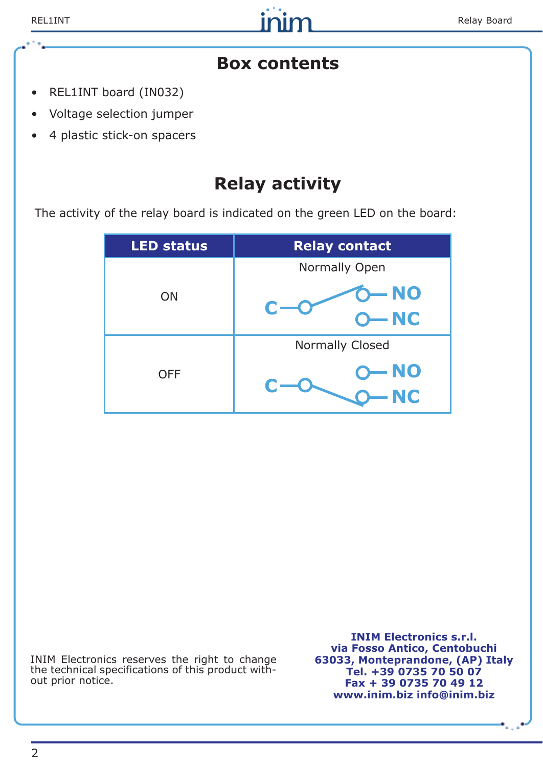## Box contents

- REL1INT board (IN032)
- Voltage selection jumper
- 4 plastic stick-on spacers

## Relay activity

The activity of the relay board is indicated on the green LED on the board:

| LED status | Relay contact |
|---|---|
| ON | Normally Open<br>C NO NC |
| OFF | Normally Closed<br>C NO NC |

INIM Electronics reserves the right to change the technical specifications of this product without prior notice.

**INIM Electronics s.r.l.**
**via Fosso Antico, Centobuchi**
**63033, Monteprandone, (AP) Italy**
**Tel. +39 0735 70 50 07**
**Fax + 39 0735 70 49 12**
**www.inim.biz info@inim.biz**